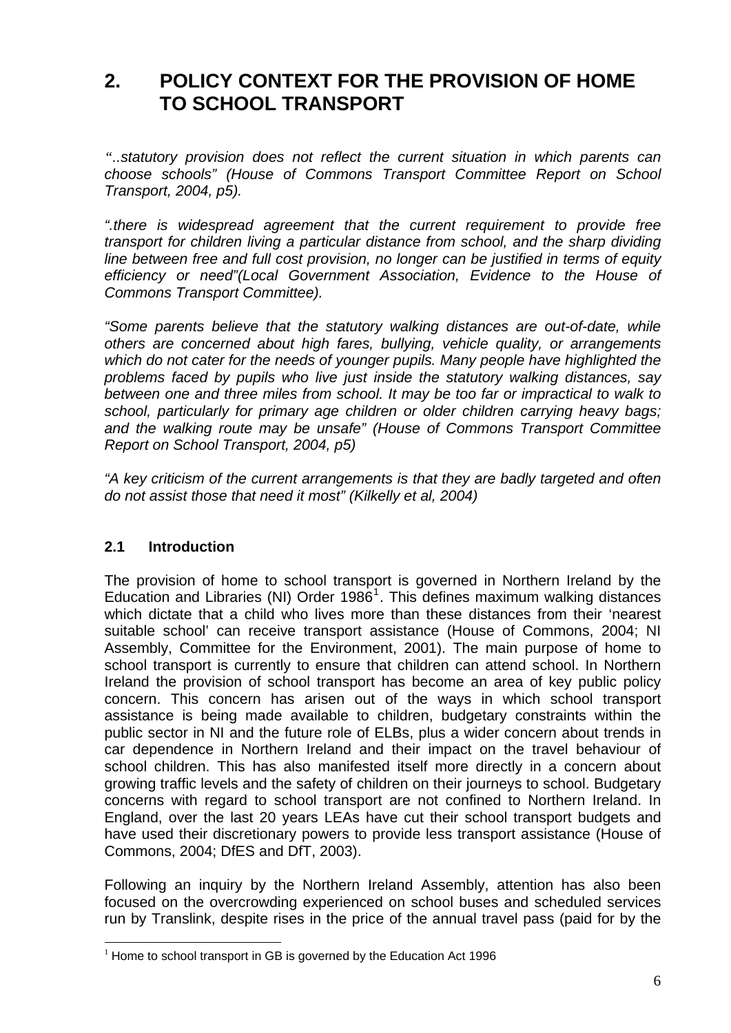# 2. POLICY CONTEXT FOR THE PROVISION OF HOME TO SCHOOL TRANSPORT

*"..statutory provision does not reflect the current situation in which parents can choose schools" (House of Commons Transport Committee Report on School Transport, 2004, p5).*

*".there is widespread agreement that the current requirement to provide free transport for children living a particular distance from school, and the sharp dividing line between free and full cost provision, no longer can be justified in terms of equity efficiency or need"(Local Government Association, Evidence to the House of Commons Transport Committee).*

*"Some parents believe that the statutory walking distances are out-of-date, while others are concerned about high fares, bullying, vehicle quality, or arrangements which do not cater for the needs of younger pupils. Many people have highlighted the problems faced by pupils who live just inside the statutory walking distances, say between one and three miles from school. It may be too far or impractical to walk to school, particularly for primary age children or older children carrying heavy bags; and the walking route may be unsafe" (House of Commons Transport Committee Report on School Transport, 2004, p5)*

*"A key criticism of the current arrangements is that they are badly targeted and often do not assist those that need it most" (Kilkelly et al, 2004)*

## 2.1 Introduction

The provision of home to school transport is governed in Northern Ireland by the Education and Libraries (NI) Order 1986[1]. This defines maximum walking distances which dictate that a child who lives more than these distances from their 'nearest suitable school' can receive transport assistance (House of Commons, 2004; NI Assembly, Committee for the Environment, 2001). The main purpose of home to school transport is currently to ensure that children can attend school. In Northern Ireland the provision of school transport has become an area of key public policy concern. This concern has arisen out of the ways in which school transport assistance is being made available to children, budgetary constraints within the public sector in NI and the future role of ELBs, plus a wider concern about trends in car dependence in Northern Ireland and their impact on the travel behaviour of school children. This has also manifested itself more directly in a concern about growing traffic levels and the safety of children on their journeys to school. Budgetary concerns with regard to school transport are not confined to Northern Ireland. In England, over the last 20 years LEAs have cut their school transport budgets and have used their discretionary powers to provide less transport assistance (House of Commons, 2004; DfES and DfT, 2003).

Following an inquiry by the Northern Ireland Assembly, attention has also been focused on the overcrowding experienced on school buses and scheduled services run by Translink, despite rises in the price of the annual travel pass (paid for by the

[1] Home to school transport in GB is governed by the Education Act 1996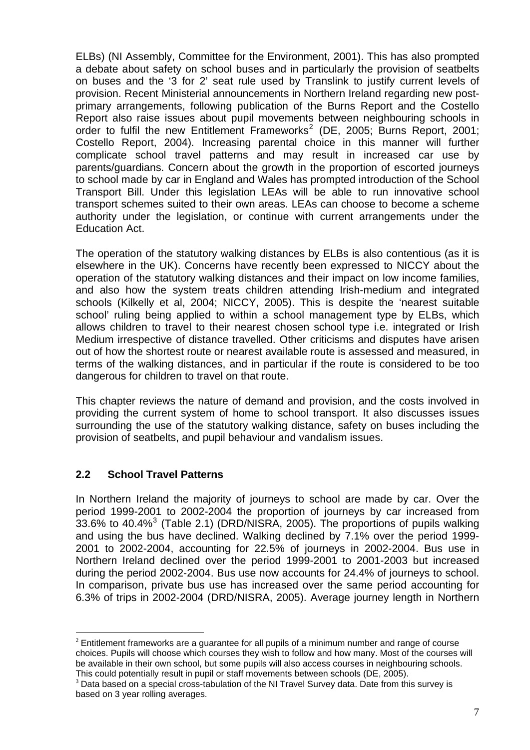ELBs) (NI Assembly, Committee for the Environment, 2001). This has also prompted a debate about safety on school buses and in particularly the provision of seatbelts on buses and the '3 for 2' seat rule used by Translink to justify current levels of provision. Recent Ministerial announcements in Northern Ireland regarding new post-primary arrangements, following publication of the Burns Report and the Costello Report also raise issues about pupil movements between neighbouring schools in order to fulfil the new Entitlement Frameworks[2] (DE, 2005; Burns Report, 2001; Costello Report, 2004). Increasing parental choice in this manner will further complicate school travel patterns and may result in increased car use by parents/guardians. Concern about the growth in the proportion of escorted journeys to school made by car in England and Wales has prompted introduction of the School Transport Bill. Under this legislation LEAs will be able to run innovative school transport schemes suited to their own areas. LEAs can choose to become a scheme authority under the legislation, or continue with current arrangements under the Education Act.

The operation of the statutory walking distances by ELBs is also contentious (as it is elsewhere in the UK). Concerns have recently been expressed to NICCY about the operation of the statutory walking distances and their impact on low income families, and also how the system treats children attending Irish-medium and integrated schools (Kilkelly et al, 2004; NICCY, 2005). This is despite the 'nearest suitable school' ruling being applied to within a school management type by ELBs, which allows children to travel to their nearest chosen school type i.e. integrated or Irish Medium irrespective of distance travelled. Other criticisms and disputes have arisen out of how the shortest route or nearest available route is assessed and measured, in terms of the walking distances, and in particular if the route is considered to be too dangerous for children to travel on that route.

This chapter reviews the nature of demand and provision, and the costs involved in providing the current system of home to school transport. It also discusses issues surrounding the use of the statutory walking distance, safety on buses including the provision of seatbelts, and pupil behaviour and vandalism issues.

## 2.2 School Travel Patterns

In Northern Ireland the majority of journeys to school are made by car. Over the period 1999-2001 to 2002-2004 the proportion of journeys by car increased from 33.6% to 40.4%[3] (Table 2.1) (DRD/NISRA, 2005). The proportions of pupils walking and using the bus have declined. Walking declined by 7.1% over the period 1999-2001 to 2002-2004, accounting for 22.5% of journeys in 2002-2004. Bus use in Northern Ireland declined over the period 1999-2001 to 2001-2003 but increased during the period 2002-2004. Bus use now accounts for 24.4% of journeys to school. In comparison, private bus use has increased over the same period accounting for 6.3% of trips in 2002-2004 (DRD/NISRA, 2005). Average journey length in Northern

---

[2] Entitlement frameworks are a guarantee for all pupils of a minimum number and range of course choices. Pupils will choose which courses they wish to follow and how many. Most of the courses will be available in their own school, but some pupils will also access courses in neighbouring schools. This could potentially result in pupil or staff movements between schools (DE, 2005).

[3] Data based on a special cross-tabulation of the NI Travel Survey data. Date from this survey is based on 3 year rolling averages.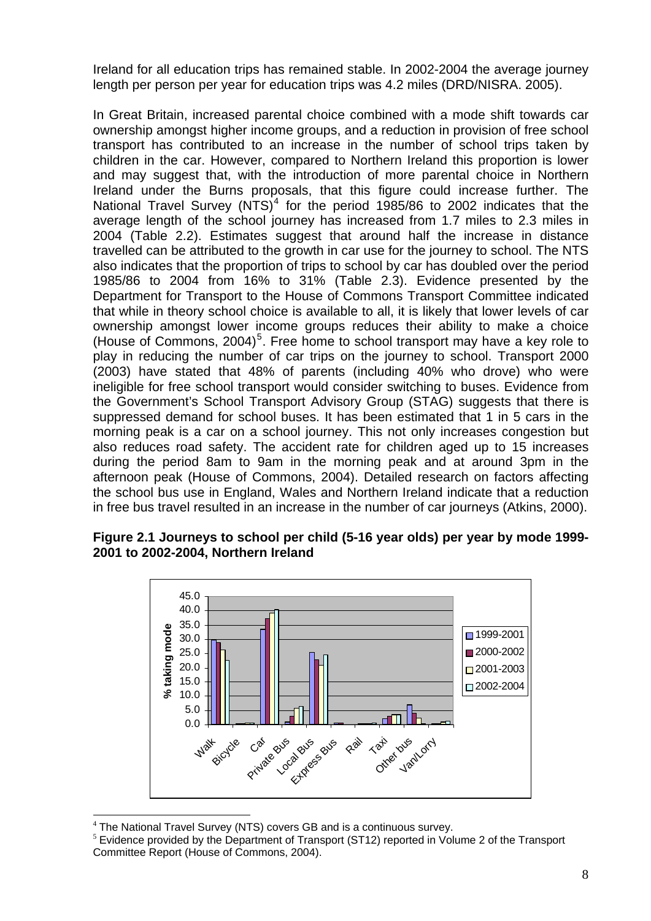Ireland for all education trips has remained stable. In 2002-2004 the average journey length per person per year for education trips was 4.2 miles (DRD/NISRA. 2005).

In Great Britain, increased parental choice combined with a mode shift towards car ownership amongst higher income groups, and a reduction in provision of free school transport has contributed to an increase in the number of school trips taken by children in the car. However, compared to Northern Ireland this proportion is lower and may suggest that, with the introduction of more parental choice in Northern Ireland under the Burns proposals, that this figure could increase further. The National Travel Survey (NTS)[4] for the period 1985/86 to 2002 indicates that the average length of the school journey has increased from 1.7 miles to 2.3 miles in 2004 (Table 2.2). Estimates suggest that around half the increase in distance travelled can be attributed to the growth in car use for the journey to school. The NTS also indicates that the proportion of trips to school by car has doubled over the period 1985/86 to 2004 from 16% to 31% (Table 2.3). Evidence presented by the Department for Transport to the House of Commons Transport Committee indicated that while in theory school choice is available to all, it is likely that lower levels of car ownership amongst lower income groups reduces their ability to make a choice (House of Commons, 2004)[5]. Free home to school transport may have a key role to play in reducing the number of car trips on the journey to school. Transport 2000 (2003) have stated that 48% of parents (including 40% who drove) who were ineligible for free school transport would consider switching to buses. Evidence from the Government's School Transport Advisory Group (STAG) suggests that there is suppressed demand for school buses. It has been estimated that 1 in 5 cars in the morning peak is a car on a school journey. This not only increases congestion but also reduces road safety. The accident rate for children aged up to 15 increases during the period 8am to 9am in the morning peak and at around 3pm in the afternoon peak (House of Commons, 2004). Detailed research on factors affecting the school bus use in England, Wales and Northern Ireland indicate that a reduction in free bus travel resulted in an increase in the number of car journeys (Atkins, 2000).

**Figure 2.1 Journeys to school per child (5-16 year olds) per year by mode 1999-2001 to 2002-2004, Northern Ireland**

[4] The National Travel Survey (NTS) covers GB and is a continuous survey.

[5] Evidence provided by the Department of Transport (ST12) reported in Volume 2 of the Transport Committee Report (House of Commons, 2004).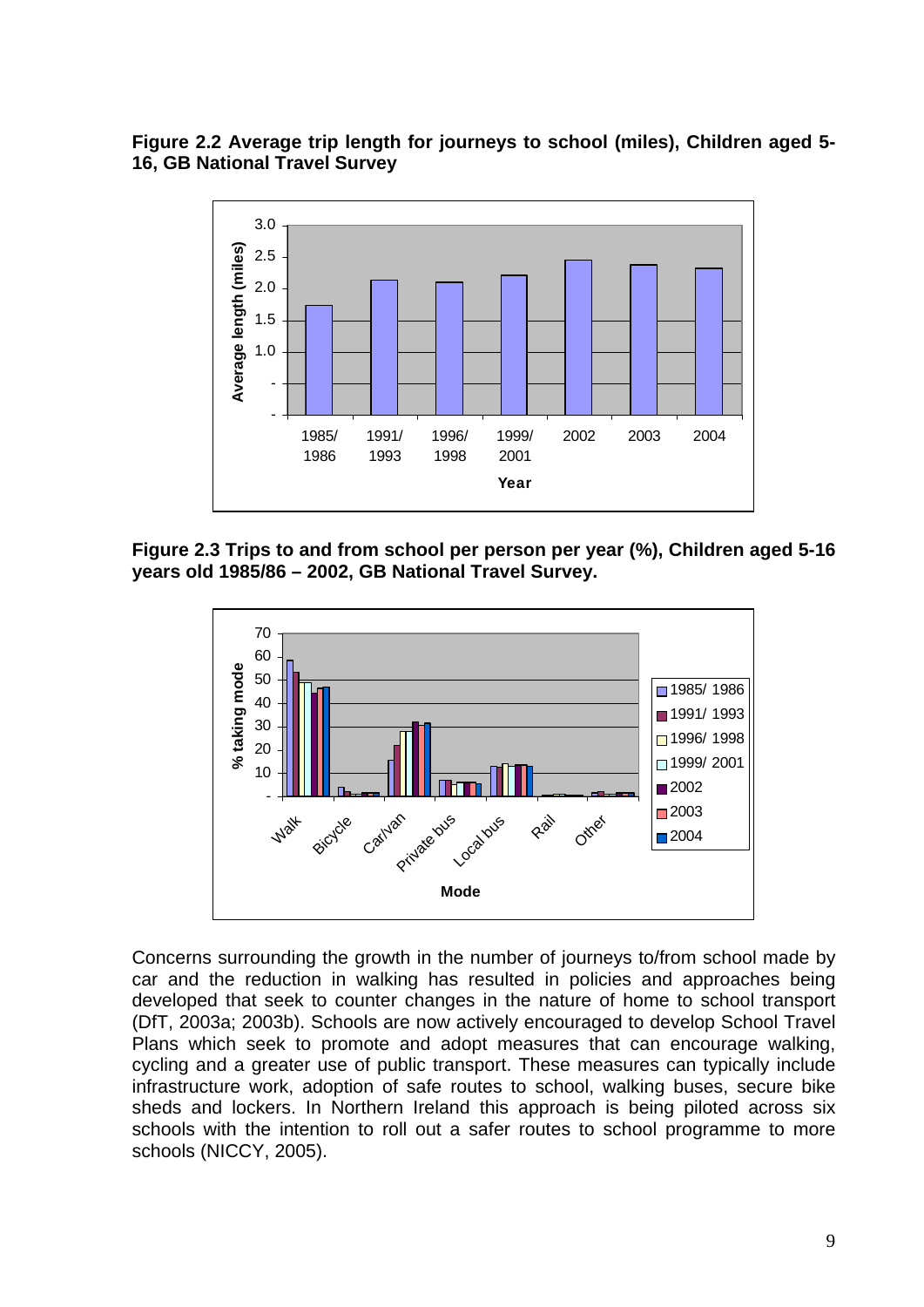**Figure 2.2 Average trip length for journeys to school (miles), Children aged 5-16, GB National Travel Survey**

**Figure 2.3 Trips to and from school per person per year (%), Children aged 5-16 years old 1985/86 – 2002, GB National Travel Survey.**

Concerns surrounding the growth in the number of journeys to/from school made by car and the reduction in walking has resulted in policies and approaches being developed that seek to counter changes in the nature of home to school transport (DfT, 2003a; 2003b). Schools are now actively encouraged to develop School Travel Plans which seek to promote and adopt measures that can encourage walking, cycling and a greater use of public transport. These measures can typically include infrastructure work, adoption of safe routes to school, walking buses, secure bike sheds and lockers. In Northern Ireland this approach is being piloted across six schools with the intention to roll out a safer routes to school programme to more schools (NICCY, 2005).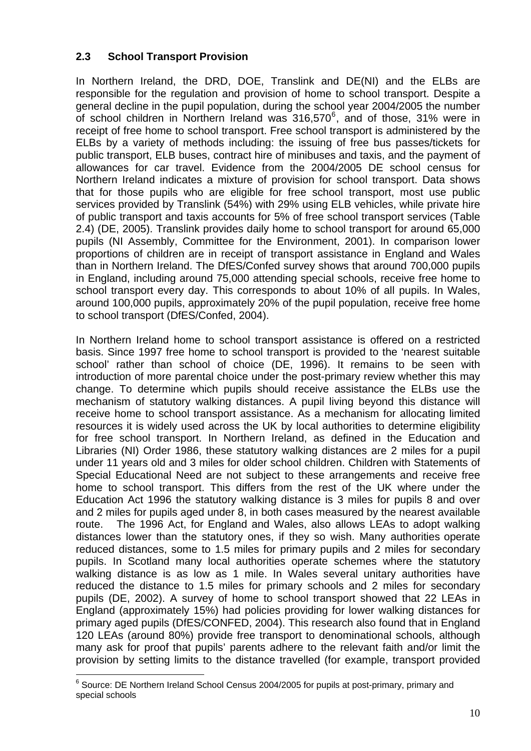### 2.3 School Transport Provision

In Northern Ireland, the DRD, DOE, Translink and DE(NI) and the ELBs are responsible for the regulation and provision of home to school transport. Despite a general decline in the pupil population, during the school year 2004/2005 the number of school children in Northern Ireland was 316,570[6], and of those, 31% were in receipt of free home to school transport. Free school transport is administered by the ELBs by a variety of methods including: the issuing of free bus passes/tickets for public transport, ELB buses, contract hire of minibuses and taxis, and the payment of allowances for car travel. Evidence from the 2004/2005 DE school census for Northern Ireland indicates a mixture of provision for school transport. Data shows that for those pupils who are eligible for free school transport, most use public services provided by Translink (54%) with 29% using ELB vehicles, while private hire of public transport and taxis accounts for 5% of free school transport services (Table 2.4) (DE, 2005). Translink provides daily home to school transport for around 65,000 pupils (NI Assembly, Committee for the Environment, 2001). In comparison lower proportions of children are in receipt of transport assistance in England and Wales than in Northern Ireland. The DfES/Confed survey shows that around 700,000 pupils in England, including around 75,000 attending special schools, receive free home to school transport every day. This corresponds to about 10% of all pupils. In Wales, around 100,000 pupils, approximately 20% of the pupil population, receive free home to school transport (DfES/Confed, 2004).

In Northern Ireland home to school transport assistance is offered on a restricted basis. Since 1997 free home to school transport is provided to the 'nearest suitable school' rather than school of choice (DE, 1996). It remains to be seen with introduction of more parental choice under the post-primary review whether this may change. To determine which pupils should receive assistance the ELBs use the mechanism of statutory walking distances. A pupil living beyond this distance will receive home to school transport assistance. As a mechanism for allocating limited resources it is widely used across the UK by local authorities to determine eligibility for free school transport. In Northern Ireland, as defined in the Education and Libraries (NI) Order 1986, these statutory walking distances are 2 miles for a pupil under 11 years old and 3 miles for older school children. Children with Statements of Special Educational Need are not subject to these arrangements and receive free home to school transport. This differs from the rest of the UK where under the Education Act 1996 the statutory walking distance is 3 miles for pupils 8 and over and 2 miles for pupils aged under 8, in both cases measured by the nearest available route. The 1996 Act, for England and Wales, also allows LEAs to adopt walking distances lower than the statutory ones, if they so wish. Many authorities operate reduced distances, some to 1.5 miles for primary pupils and 2 miles for secondary pupils. In Scotland many local authorities operate schemes where the statutory walking distance is as low as 1 mile. In Wales several unitary authorities have reduced the distance to 1.5 miles for primary schools and 2 miles for secondary pupils (DE, 2002). A survey of home to school transport showed that 22 LEAs in England (approximately 15%) had policies providing for lower walking distances for primary aged pupils (DfES/CONFED, 2004). This research also found that in England 120 LEAs (around 80%) provide free transport to denominational schools, although many ask for proof that pupils' parents adhere to the relevant faith and/or limit the provision by setting limits to the distance travelled (for example, transport provided

[6] Source: DE Northern Ireland School Census 2004/2005 for pupils at post-primary, primary and special schools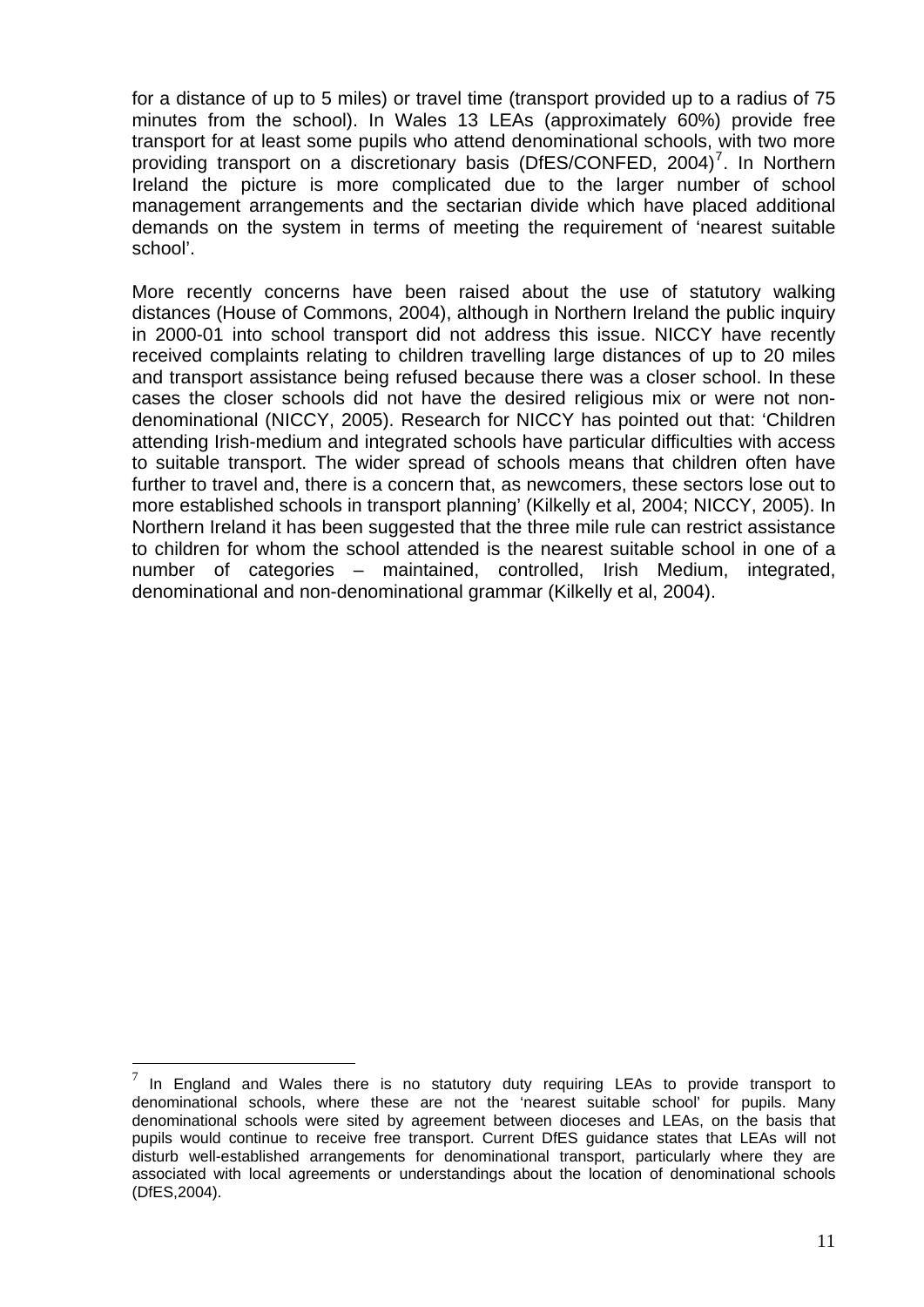for a distance of up to 5 miles) or travel time (transport provided up to a radius of 75 minutes from the school). In Wales 13 LEAs (approximately 60%) provide free transport for at least some pupils who attend denominational schools, with two more providing transport on a discretionary basis (DfES/CONFED, 2004)[7]. In Northern Ireland the picture is more complicated due to the larger number of school management arrangements and the sectarian divide which have placed additional demands on the system in terms of meeting the requirement of 'nearest suitable school'.

More recently concerns have been raised about the use of statutory walking distances (House of Commons, 2004), although in Northern Ireland the public inquiry in 2000-01 into school transport did not address this issue. NICCY have recently received complaints relating to children travelling large distances of up to 20 miles and transport assistance being refused because there was a closer school. In these cases the closer schools did not have the desired religious mix or were not non-denominational (NICCY, 2005). Research for NICCY has pointed out that: 'Children attending Irish-medium and integrated schools have particular difficulties with access to suitable transport. The wider spread of schools means that children often have further to travel and, there is a concern that, as newcomers, these sectors lose out to more established schools in transport planning' (Kilkelly et al, 2004; NICCY, 2005). In Northern Ireland it has been suggested that the three mile rule can restrict assistance to children for whom the school attended is the nearest suitable school in one of a number of categories – maintained, controlled, Irish Medium, integrated, denominational and non-denominational grammar (Kilkelly et al, 2004).

---

[7] In England and Wales there is no statutory duty requiring LEAs to provide transport to denominational schools, where these are not the 'nearest suitable school' for pupils. Many denominational schools were sited by agreement between dioceses and LEAs, on the basis that pupils would continue to receive free transport. Current DfES guidance states that LEAs will not disturb well-established arrangements for denominational transport, particularly where they are associated with local agreements or understandings about the location of denominational schools (DfES,2004).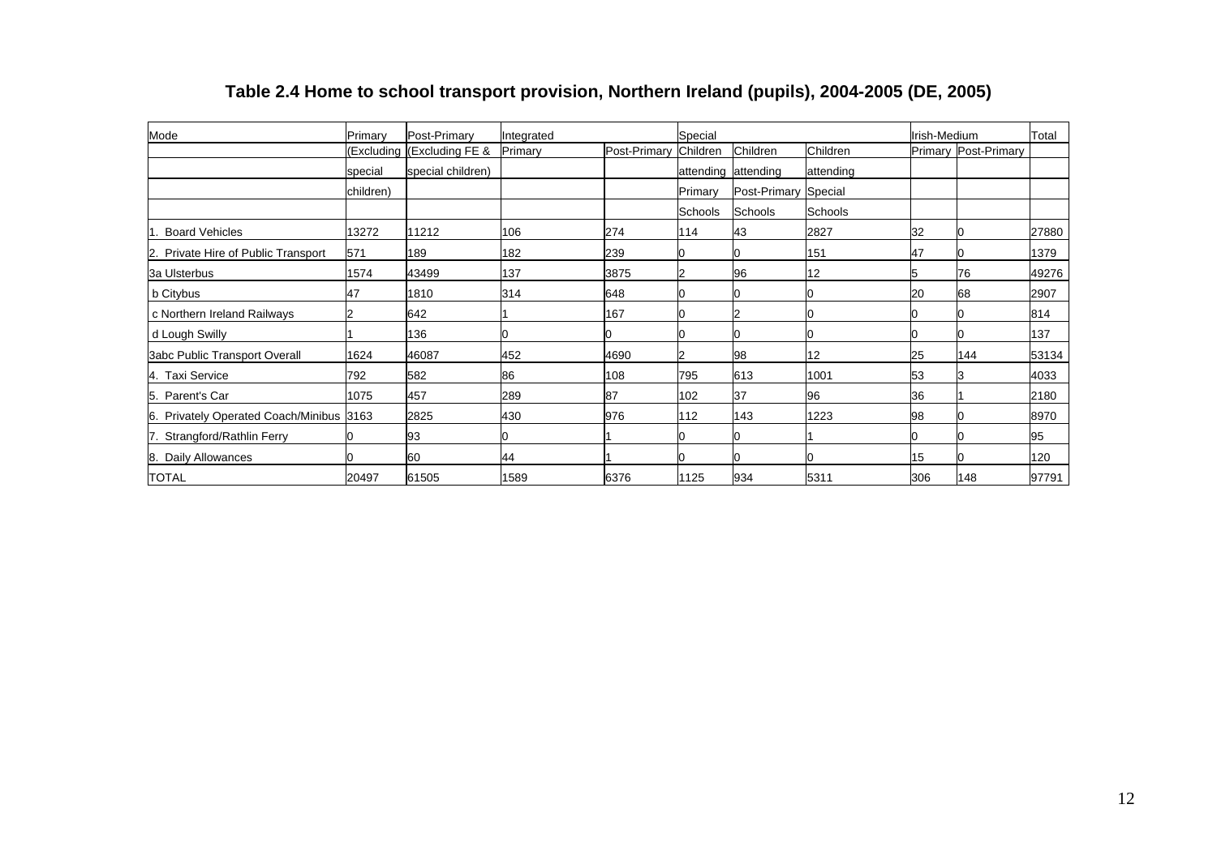# Table 2.4 Home to school transport provision, Northern Ireland (pupils), 2004-2005 (DE, 2005)

| Mode | Primary | Post-Primary | Integrated | | Special | | | Irish-Medium | | Total |
|---|---|---|---|---|---|---|---|---|---|---|
| | (Excluding special children) | (Excluding FE & special children) | Primary | Post-Primary | Children attending Primary Schools | Children attending Post-Primary Schools | Children attending Special Schools | Primary | Post-Primary | |
| 1. Board Vehicles | 13272 | 11212 | 106 | 274 | 114 | 43 | 2827 | 32 | 0 | 27880 |
| 2. Private Hire of Public Transport | 571 | 189 | 182 | 239 | 0 | 0 | 151 | 47 | 0 | 1379 |
| 3a Ulsterbus | 1574 | 43499 | 137 | 3875 | 2 | 96 | 12 | 5 | 76 | 49276 |
| b Citybus | 47 | 1810 | 314 | 648 | 0 | 0 | 0 | 20 | 68 | 2907 |
| c Northern Ireland Railways | 2 | 642 | 1 | 167 | 0 | 2 | 0 | 0 | 0 | 814 |
| d Lough Swilly | 1 | 136 | 0 | 0 | 0 | 0 | 0 | 0 | 0 | 137 |
| 3abc Public Transport Overall | 1624 | 46087 | 452 | 4690 | 2 | 98 | 12 | 25 | 144 | 53134 |
| 4. Taxi Service | 792 | 582 | 86 | 108 | 795 | 613 | 1001 | 53 | 3 | 4033 |
| 5. Parent's Car | 1075 | 457 | 289 | 87 | 102 | 37 | 96 | 36 | 1 | 2180 |
| 6. Privately Operated Coach/Minibus | 3163 | 2825 | 430 | 976 | 112 | 143 | 1223 | 98 | 0 | 8970 |
| 7. Strangford/Rathlin Ferry | 0 | 93 | 0 | 1 | 0 | 0 | 1 | 0 | 0 | 95 |
| 8. Daily Allowances | 0 | 60 | 44 | 1 | 0 | 0 | 0 | 15 | 0 | 120 |
| TOTAL | 20497 | 61505 | 1589 | 6376 | 1125 | 934 | 5311 | 306 | 148 | 97791 |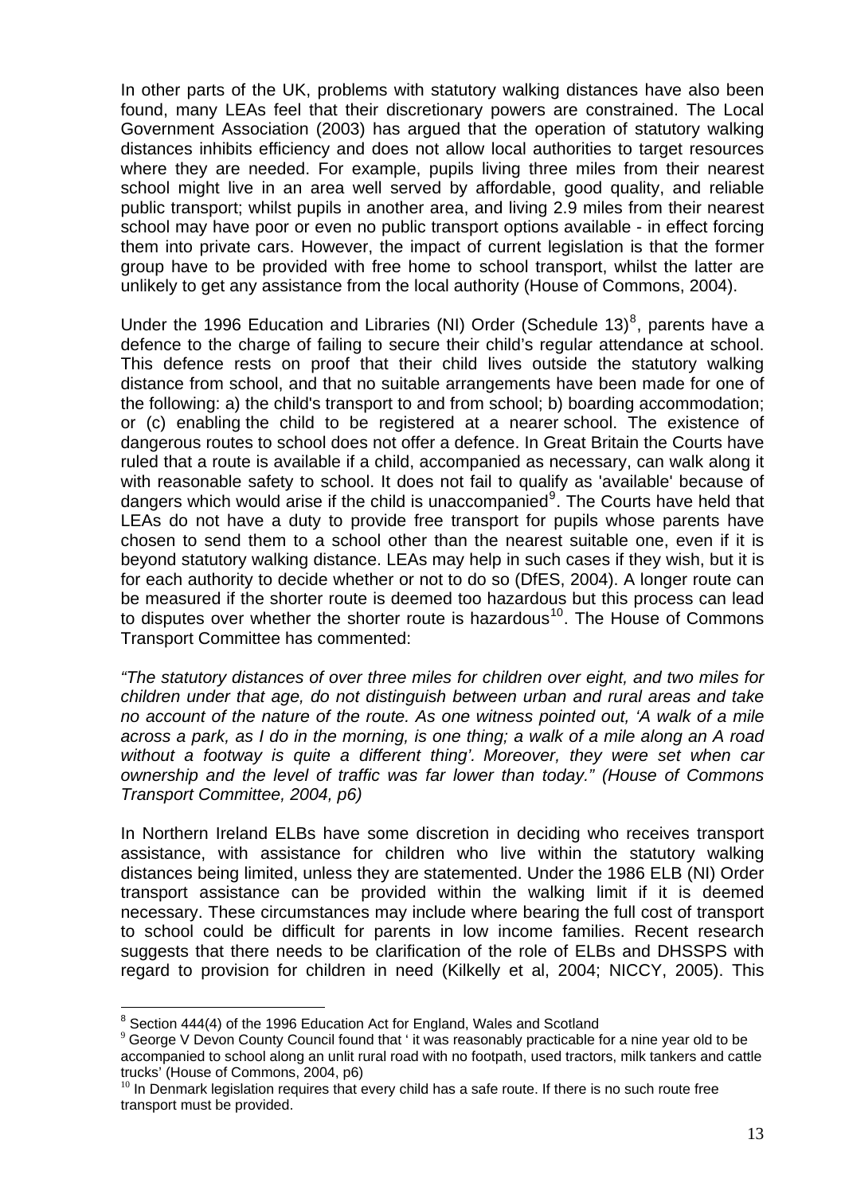In other parts of the UK, problems with statutory walking distances have also been found, many LEAs feel that their discretionary powers are constrained. The Local Government Association (2003) has argued that the operation of statutory walking distances inhibits efficiency and does not allow local authorities to target resources where they are needed. For example, pupils living three miles from their nearest school might live in an area well served by affordable, good quality, and reliable public transport; whilst pupils in another area, and living 2.9 miles from their nearest school may have poor or even no public transport options available - in effect forcing them into private cars. However, the impact of current legislation is that the former group have to be provided with free home to school transport, whilst the latter are unlikely to get any assistance from the local authority (House of Commons, 2004).

Under the 1996 Education and Libraries (NI) Order (Schedule 13)[8], parents have a defence to the charge of failing to secure their child's regular attendance at school. This defence rests on proof that their child lives outside the statutory walking distance from school, and that no suitable arrangements have been made for one of the following: a) the child's transport to and from school; b) boarding accommodation; or (c) enabling the child to be registered at a nearer school. The existence of dangerous routes to school does not offer a defence. In Great Britain the Courts have ruled that a route is available if a child, accompanied as necessary, can walk along it with reasonable safety to school. It does not fail to qualify as 'available' because of dangers which would arise if the child is unaccompanied[9]. The Courts have held that LEAs do not have a duty to provide free transport for pupils whose parents have chosen to send them to a school other than the nearest suitable one, even if it is beyond statutory walking distance. LEAs may help in such cases if they wish, but it is for each authority to decide whether or not to do so (DfES, 2004). A longer route can be measured if the shorter route is deemed too hazardous but this process can lead to disputes over whether the shorter route is hazardous[10]. The House of Commons Transport Committee has commented:

*"The statutory distances of over three miles for children over eight, and two miles for children under that age, do not distinguish between urban and rural areas and take no account of the nature of the route. As one witness pointed out, 'A walk of a mile across a park, as I do in the morning, is one thing; a walk of a mile along an A road without a footway is quite a different thing'. Moreover, they were set when car ownership and the level of traffic was far lower than today." (House of Commons Transport Committee, 2004, p6)*

In Northern Ireland ELBs have some discretion in deciding who receives transport assistance, with assistance for children who live within the statutory walking distances being limited, unless they are statemented. Under the 1986 ELB (NI) Order transport assistance can be provided within the walking limit if it is deemed necessary. These circumstances may include where bearing the full cost of transport to school could be difficult for parents in low income families. Recent research suggests that there needs to be clarification of the role of ELBs and DHSSPS with regard to provision for children in need (Kilkelly et al, 2004; NICCY, 2005). This

---

[8] Section 444(4) of the 1996 Education Act for England, Wales and Scotland

[9] George V Devon County Council found that ' it was reasonably practicable for a nine year old to be accompanied to school along an unlit rural road with no footpath, used tractors, milk tankers and cattle trucks' (House of Commons, 2004, p6)

[10] In Denmark legislation requires that every child has a safe route. If there is no such route free transport must be provided.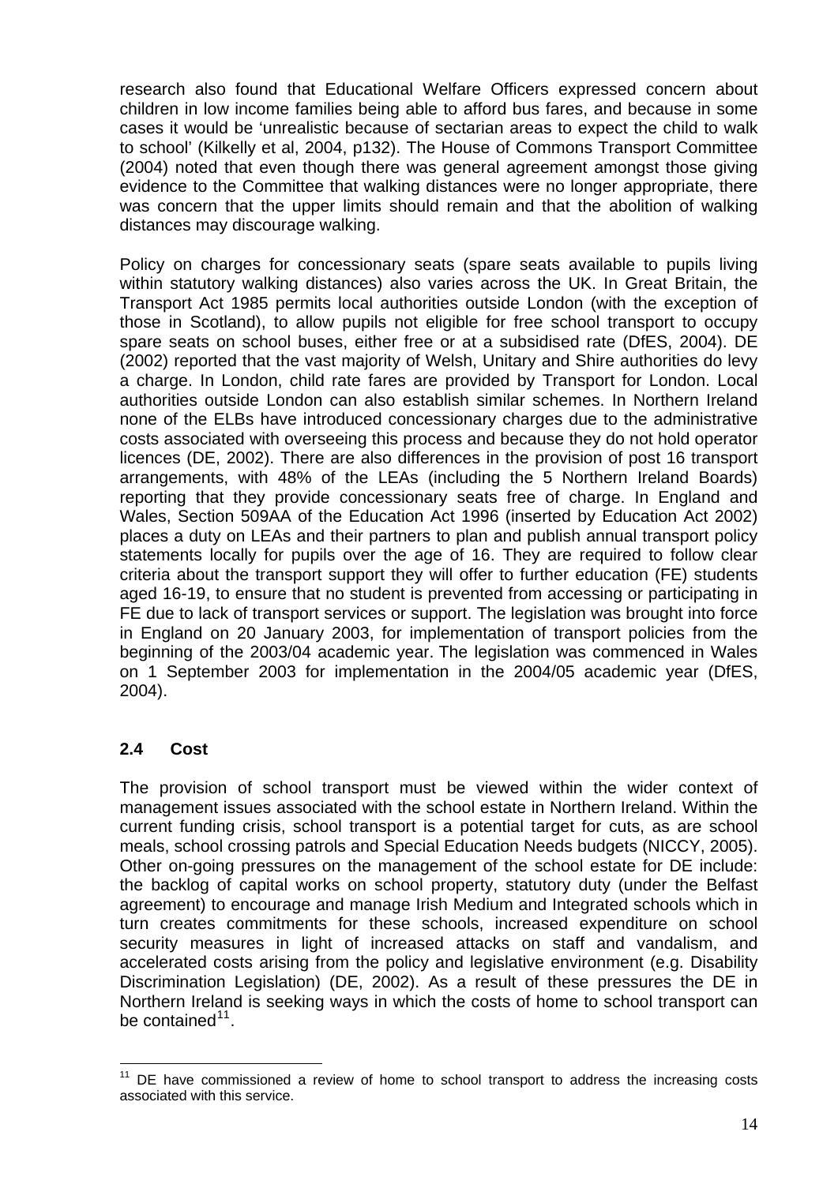research also found that Educational Welfare Officers expressed concern about children in low income families being able to afford bus fares, and because in some cases it would be 'unrealistic because of sectarian areas to expect the child to walk to school' (Kilkelly et al, 2004, p132). The House of Commons Transport Committee (2004) noted that even though there was general agreement amongst those giving evidence to the Committee that walking distances were no longer appropriate, there was concern that the upper limits should remain and that the abolition of walking distances may discourage walking.

Policy on charges for concessionary seats (spare seats available to pupils living within statutory walking distances) also varies across the UK. In Great Britain, the Transport Act 1985 permits local authorities outside London (with the exception of those in Scotland), to allow pupils not eligible for free school transport to occupy spare seats on school buses, either free or at a subsidised rate (DfES, 2004). DE (2002) reported that the vast majority of Welsh, Unitary and Shire authorities do levy a charge. In London, child rate fares are provided by Transport for London. Local authorities outside London can also establish similar schemes. In Northern Ireland none of the ELBs have introduced concessionary charges due to the administrative costs associated with overseeing this process and because they do not hold operator licences (DE, 2002). There are also differences in the provision of post 16 transport arrangements, with 48% of the LEAs (including the 5 Northern Ireland Boards) reporting that they provide concessionary seats free of charge. In England and Wales, Section 509AA of the Education Act 1996 (inserted by Education Act 2002) places a duty on LEAs and their partners to plan and publish annual transport policy statements locally for pupils over the age of 16. They are required to follow clear criteria about the transport support they will offer to further education (FE) students aged 16-19, to ensure that no student is prevented from accessing or participating in FE due to lack of transport services or support. The legislation was brought into force in England on 20 January 2003, for implementation of transport policies from the beginning of the 2003/04 academic year. The legislation was commenced in Wales on 1 September 2003 for implementation in the 2004/05 academic year (DfES, 2004).

## 2.4 Cost

The provision of school transport must be viewed within the wider context of management issues associated with the school estate in Northern Ireland. Within the current funding crisis, school transport is a potential target for cuts, as are school meals, school crossing patrols and Special Education Needs budgets (NICCY, 2005). Other on-going pressures on the management of the school estate for DE include: the backlog of capital works on school property, statutory duty (under the Belfast agreement) to encourage and manage Irish Medium and Integrated schools which in turn creates commitments for these schools, increased expenditure on school security measures in light of increased attacks on staff and vandalism, and accelerated costs arising from the policy and legislative environment (e.g. Disability Discrimination Legislation) (DE, 2002). As a result of these pressures the DE in Northern Ireland is seeking ways in which the costs of home to school transport can be contained[11].

[11] DE have commissioned a review of home to school transport to address the increasing costs associated with this service.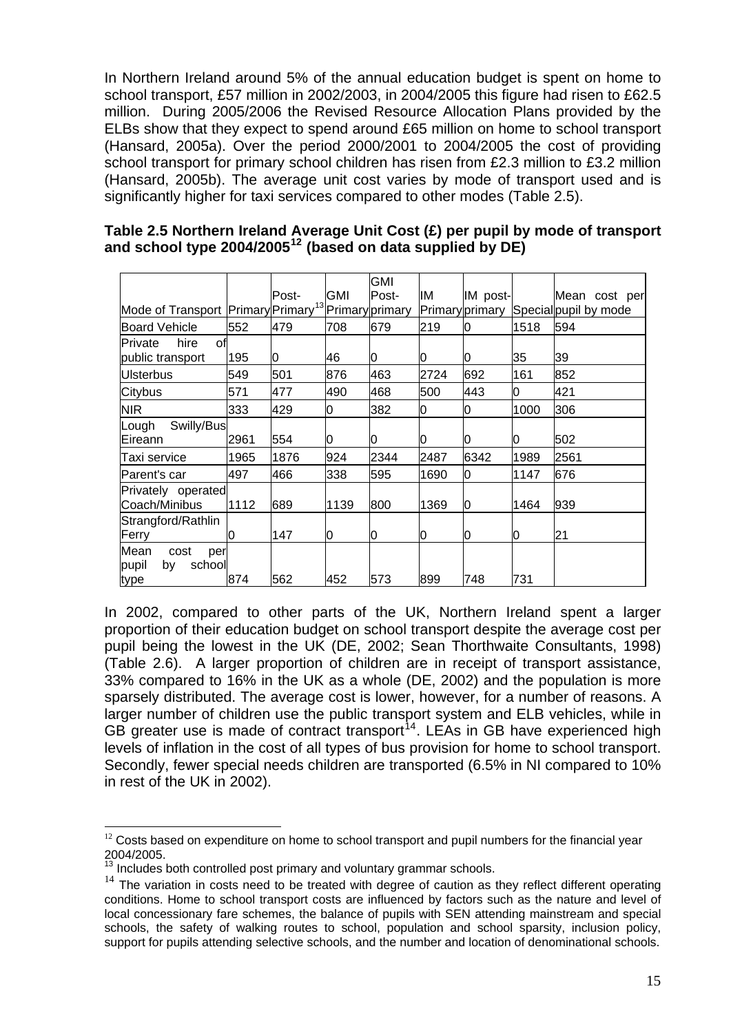In Northern Ireland around 5% of the annual education budget is spent on home to school transport, £57 million in 2002/2003, in 2004/2005 this figure had risen to £62.5 million. During 2005/2006 the Revised Resource Allocation Plans provided by the ELBs show that they expect to spend around £65 million on home to school transport (Hansard, 2005a). Over the period 2000/2001 to 2004/2005 the cost of providing school transport for primary school children has risen from £2.3 million to £3.2 million (Hansard, 2005b). The average unit cost varies by mode of transport used and is significantly higher for taxi services compared to other modes (Table 2.5).

**Table 2.5 Northern Ireland Average Unit Cost (£) per pupil by mode of transport and school type 2004/2005[12] (based on data supplied by DE)**

| Mode of Transport | Primary | Post-Primary[13] | GMI Primary | GMI Post-primary | IM Primary | IM post-primary | Special | Mean cost per pupil by mode |
|---|---|---|---|---|---|---|---|---|
| Board Vehicle | 552 | 479 | 708 | 679 | 219 | 0 | 1518 | 594 |
| Private hire of public transport | 195 | 0 | 46 | 0 | 0 | 0 | 35 | 39 |
| Ulsterbus | 549 | 501 | 876 | 463 | 2724 | 692 | 161 | 852 |
| Citybus | 571 | 477 | 490 | 468 | 500 | 443 | 0 | 421 |
| NIR | 333 | 429 | 0 | 382 | 0 | 0 | 1000 | 306 |
| Lough Swilly/Bus Eireann | 2961 | 554 | 0 | 0 | 0 | 0 | 0 | 502 |
| Taxi service | 1965 | 1876 | 924 | 2344 | 2487 | 6342 | 1989 | 2561 |
| Parent's car | 497 | 466 | 338 | 595 | 1690 | 0 | 1147 | 676 |
| Privately operated Coach/Minibus | 1112 | 689 | 1139 | 800 | 1369 | 0 | 1464 | 939 |
| Strangford/Rathlin Ferry | 0 | 147 | 0 | 0 | 0 | 0 | 0 | 21 |
| Mean cost per pupil by school type | 874 | 562 | 452 | 573 | 899 | 748 | 731 | |

In 2002, compared to other parts of the UK, Northern Ireland spent a larger proportion of their education budget on school transport despite the average cost per pupil being the lowest in the UK (DE, 2002; Sean Thorthwaite Consultants, 1998) (Table 2.6). A larger proportion of children are in receipt of transport assistance, 33% compared to 16% in the UK as a whole (DE, 2002) and the population is more sparsely distributed. The average cost is lower, however, for a number of reasons. A larger number of children use the public transport system and ELB vehicles, while in GB greater use is made of contract transport[14]. LEAs in GB have experienced high levels of inflation in the cost of all types of bus provision for home to school transport. Secondly, fewer special needs children are transported (6.5% in NI compared to 10% in rest of the UK in 2002).

---

[12] Costs based on expenditure on home to school transport and pupil numbers for the financial year 2004/2005.

[13] Includes both controlled post primary and voluntary grammar schools.

[14] The variation in costs need to be treated with degree of caution as they reflect different operating conditions. Home to school transport costs are influenced by factors such as the nature and level of local concessionary fare schemes, the balance of pupils with SEN attending mainstream and special schools, the safety of walking routes to school, population and school sparsity, inclusion policy, support for pupils attending selective schools, and the number and location of denominational schools.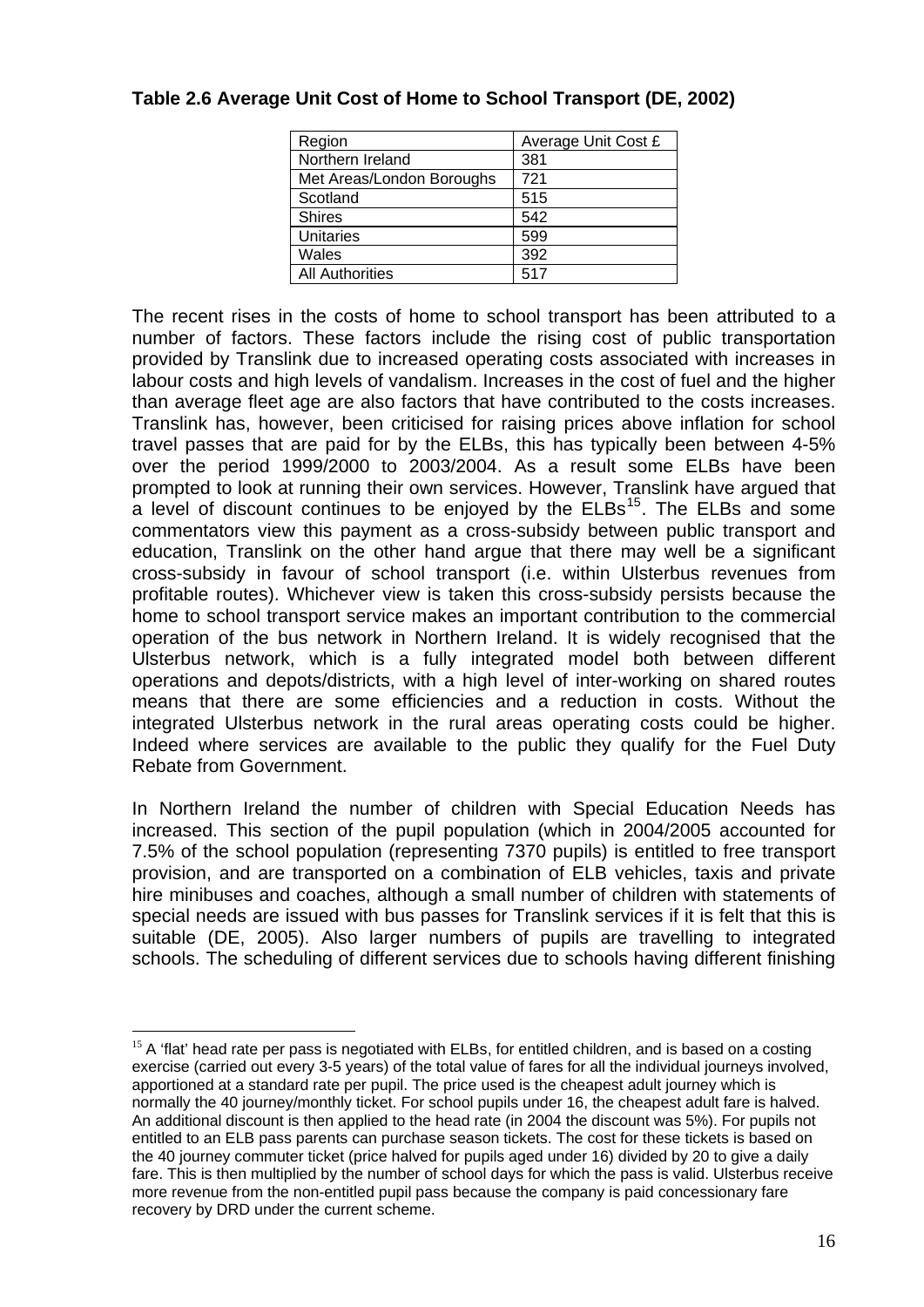**Table 2.6 Average Unit Cost of Home to School Transport (DE, 2002)**

| Region | Average Unit Cost £ |
|---|---|
| Northern Ireland | 381 |
| Met Areas/London Boroughs | 721 |
| Scotland | 515 |
| Shires | 542 |
| Unitaries | 599 |
| Wales | 392 |
| All Authorities | 517 |

The recent rises in the costs of home to school transport has been attributed to a number of factors. These factors include the rising cost of public transportation provided by Translink due to increased operating costs associated with increases in labour costs and high levels of vandalism. Increases in the cost of fuel and the higher than average fleet age are also factors that have contributed to the costs increases. Translink has, however, been criticised for raising prices above inflation for school travel passes that are paid for by the ELBs, this has typically been between 4-5% over the period 1999/2000 to 2003/2004. As a result some ELBs have been prompted to look at running their own services. However, Translink have argued that a level of discount continues to be enjoyed by the ELBs[15]. The ELBs and some commentators view this payment as a cross-subsidy between public transport and education, Translink on the other hand argue that there may well be a significant cross-subsidy in favour of school transport (i.e. within Ulsterbus revenues from profitable routes). Whichever view is taken this cross-subsidy persists because the home to school transport service makes an important contribution to the commercial operation of the bus network in Northern Ireland. It is widely recognised that the Ulsterbus network, which is a fully integrated model both between different operations and depots/districts, with a high level of inter-working on shared routes means that there are some efficiencies and a reduction in costs. Without the integrated Ulsterbus network in the rural areas operating costs could be higher. Indeed where services are available to the public they qualify for the Fuel Duty Rebate from Government.

In Northern Ireland the number of children with Special Education Needs has increased. This section of the pupil population (which in 2004/2005 accounted for 7.5% of the school population (representing 7370 pupils) is entitled to free transport provision, and are transported on a combination of ELB vehicles, taxis and private hire minibuses and coaches, although a small number of children with statements of special needs are issued with bus passes for Translink services if it is felt that this is suitable (DE, 2005). Also larger numbers of pupils are travelling to integrated schools. The scheduling of different services due to schools having different finishing

[15] A 'flat' head rate per pass is negotiated with ELBs, for entitled children, and is based on a costing exercise (carried out every 3-5 years) of the total value of fares for all the individual journeys involved, apportioned at a standard rate per pupil. The price used is the cheapest adult journey which is normally the 40 journey/monthly ticket. For school pupils under 16, the cheapest adult fare is halved. An additional discount is then applied to the head rate (in 2004 the discount was 5%). For pupils not entitled to an ELB pass parents can purchase season tickets. The cost for these tickets is based on the 40 journey commuter ticket (price halved for pupils aged under 16) divided by 20 to give a daily fare. This is then multiplied by the number of school days for which the pass is valid. Ulsterbus receive more revenue from the non-entitled pupil pass because the company is paid concessionary fare recovery by DRD under the current scheme.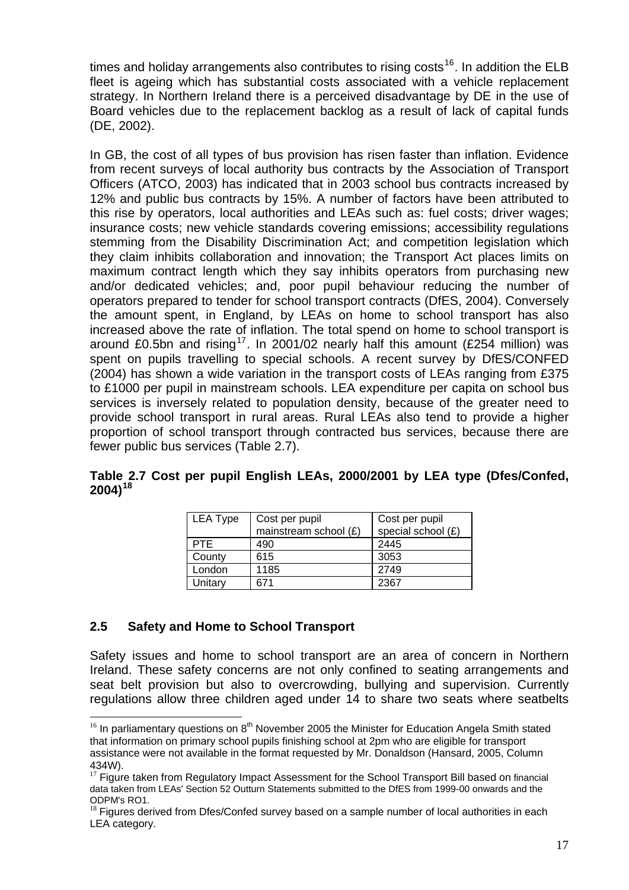times and holiday arrangements also contributes to rising costs[16]. In addition the ELB fleet is ageing which has substantial costs associated with a vehicle replacement strategy. In Northern Ireland there is a perceived disadvantage by DE in the use of Board vehicles due to the replacement backlog as a result of lack of capital funds (DE, 2002).

In GB, the cost of all types of bus provision has risen faster than inflation. Evidence from recent surveys of local authority bus contracts by the Association of Transport Officers (ATCO, 2003) has indicated that in 2003 school bus contracts increased by 12% and public bus contracts by 15%. A number of factors have been attributed to this rise by operators, local authorities and LEAs such as: fuel costs; driver wages; insurance costs; new vehicle standards covering emissions; accessibility regulations stemming from the Disability Discrimination Act; and competition legislation which they claim inhibits collaboration and innovation; the Transport Act places limits on maximum contract length which they say inhibits operators from purchasing new and/or dedicated vehicles; and, poor pupil behaviour reducing the number of operators prepared to tender for school transport contracts (DfES, 2004). Conversely the amount spent, in England, by LEAs on home to school transport has also increased above the rate of inflation. The total spend on home to school transport is around £0.5bn and rising[17]. In 2001/02 nearly half this amount (£254 million) was spent on pupils travelling to special schools. A recent survey by DfES/CONFED (2004) has shown a wide variation in the transport costs of LEAs ranging from £375 to £1000 per pupil in mainstream schools. LEA expenditure per capita on school bus services is inversely related to population density, because of the greater need to provide school transport in rural areas. Rural LEAs also tend to provide a higher proportion of school transport through contracted bus services, because there are fewer public bus services (Table 2.7).

**Table 2.7 Cost per pupil English LEAs, 2000/2001 by LEA type (Dfes/Confed, 2004)[18]**

| LEA Type | Cost per pupil mainstream school (£) | Cost per pupil special school (£) |
|---|---|---|
| PTE | 490 | 2445 |
| County | 615 | 3053 |
| London | 1185 | 2749 |
| Unitary | 671 | 2367 |

## 2.5 Safety and Home to School Transport

Safety issues and home to school transport are an area of concern in Northern Ireland. These safety concerns are not only confined to seating arrangements and seat belt provision but also to overcrowding, bullying and supervision. Currently regulations allow three children aged under 14 to share two seats where seatbelts

---

[16] In parliamentary questions on 8th November 2005 the Minister for Education Angela Smith stated that information on primary school pupils finishing school at 2pm who are eligible for transport assistance were not available in the format requested by Mr. Donaldson (Hansard, 2005, Column 434W).

[17] Figure taken from Regulatory Impact Assessment for the School Transport Bill based on financial data taken from LEAs' Section 52 Outturn Statements submitted to the DfES from 1999-00 onwards and the ODPM's RO1.

[18] Figures derived from Dfes/Confed survey based on a sample number of local authorities in each LEA category.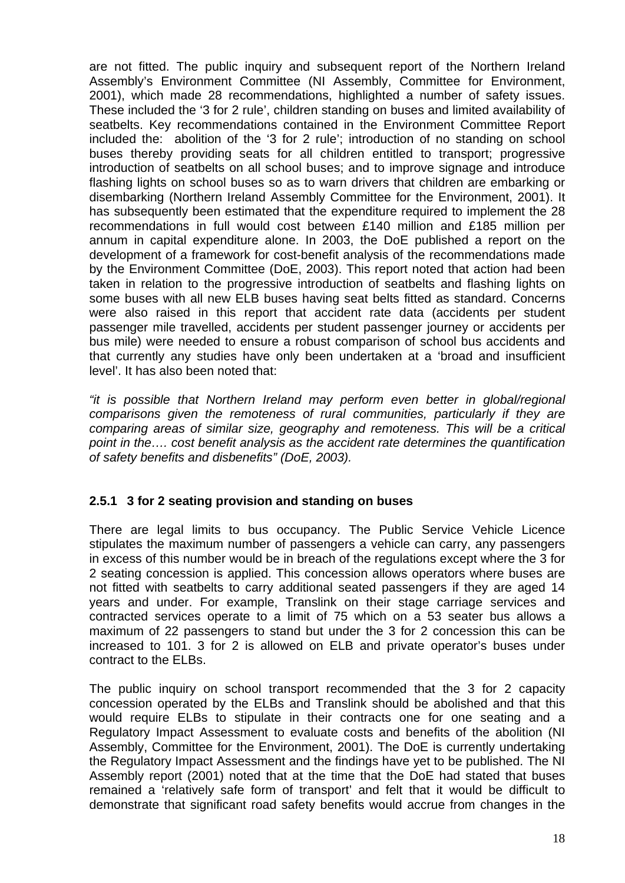are not fitted. The public inquiry and subsequent report of the Northern Ireland Assembly's Environment Committee (NI Assembly, Committee for Environment, 2001), which made 28 recommendations, highlighted a number of safety issues. These included the '3 for 2 rule', children standing on buses and limited availability of seatbelts. Key recommendations contained in the Environment Committee Report included the: abolition of the '3 for 2 rule'; introduction of no standing on school buses thereby providing seats for all children entitled to transport; progressive introduction of seatbelts on all school buses; and to improve signage and introduce flashing lights on school buses so as to warn drivers that children are embarking or disembarking (Northern Ireland Assembly Committee for the Environment, 2001). It has subsequently been estimated that the expenditure required to implement the 28 recommendations in full would cost between £140 million and £185 million per annum in capital expenditure alone. In 2003, the DoE published a report on the development of a framework for cost-benefit analysis of the recommendations made by the Environment Committee (DoE, 2003). This report noted that action had been taken in relation to the progressive introduction of seatbelts and flashing lights on some buses with all new ELB buses having seat belts fitted as standard. Concerns were also raised in this report that accident rate data (accidents per student passenger mile travelled, accidents per student passenger journey or accidents per bus mile) were needed to ensure a robust comparison of school bus accidents and that currently any studies have only been undertaken at a 'broad and insufficient level'. It has also been noted that:

*"it is possible that Northern Ireland may perform even better in global/regional comparisons given the remoteness of rural communities, particularly if they are comparing areas of similar size, geography and remoteness. This will be a critical point in the…. cost benefit analysis as the accident rate determines the quantification of safety benefits and disbenefits" (DoE, 2003).*

### 2.5.1 3 for 2 seating provision and standing on buses

There are legal limits to bus occupancy. The Public Service Vehicle Licence stipulates the maximum number of passengers a vehicle can carry, any passengers in excess of this number would be in breach of the regulations except where the 3 for 2 seating concession is applied. This concession allows operators where buses are not fitted with seatbelts to carry additional seated passengers if they are aged 14 years and under. For example, Translink on their stage carriage services and contracted services operate to a limit of 75 which on a 53 seater bus allows a maximum of 22 passengers to stand but under the 3 for 2 concession this can be increased to 101. 3 for 2 is allowed on ELB and private operator's buses under contract to the ELBs.

The public inquiry on school transport recommended that the 3 for 2 capacity concession operated by the ELBs and Translink should be abolished and that this would require ELBs to stipulate in their contracts one for one seating and a Regulatory Impact Assessment to evaluate costs and benefits of the abolition (NI Assembly, Committee for the Environment, 2001). The DoE is currently undertaking the Regulatory Impact Assessment and the findings have yet to be published. The NI Assembly report (2001) noted that at the time that the DoE had stated that buses remained a 'relatively safe form of transport' and felt that it would be difficult to demonstrate that significant road safety benefits would accrue from changes in the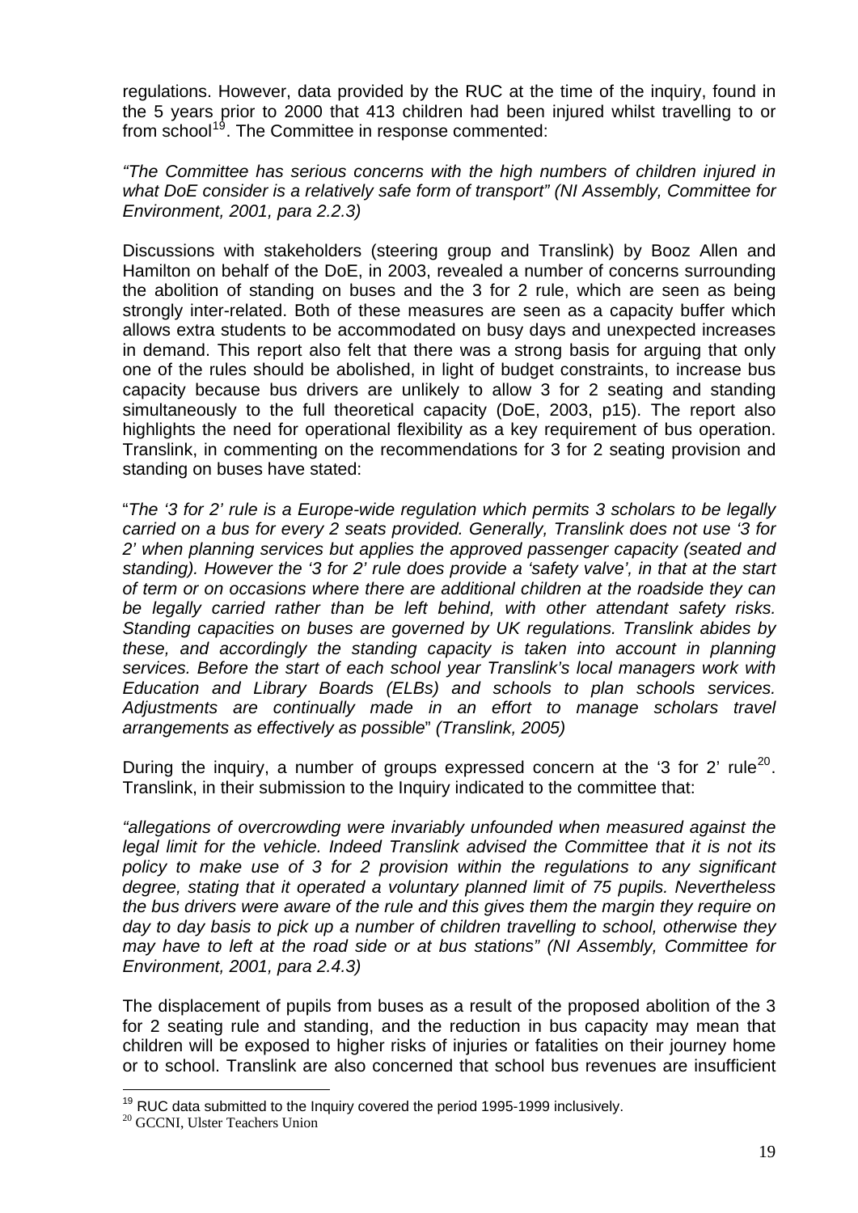regulations. However, data provided by the RUC at the time of the inquiry, found in the 5 years prior to 2000 that 413 children had been injured whilst travelling to or from school[19]. The Committee in response commented:

*"The Committee has serious concerns with the high numbers of children injured in what DoE consider is a relatively safe form of transport" (NI Assembly, Committee for Environment, 2001, para 2.2.3)*

Discussions with stakeholders (steering group and Translink) by Booz Allen and Hamilton on behalf of the DoE, in 2003, revealed a number of concerns surrounding the abolition of standing on buses and the 3 for 2 rule, which are seen as being strongly inter-related. Both of these measures are seen as a capacity buffer which allows extra students to be accommodated on busy days and unexpected increases in demand. This report also felt that there was a strong basis for arguing that only one of the rules should be abolished, in light of budget constraints, to increase bus capacity because bus drivers are unlikely to allow 3 for 2 seating and standing simultaneously to the full theoretical capacity (DoE, 2003, p15). The report also highlights the need for operational flexibility as a key requirement of bus operation. Translink, in commenting on the recommendations for 3 for 2 seating provision and standing on buses have stated:

"*The '3 for 2' rule is a Europe-wide regulation which permits 3 scholars to be legally carried on a bus for every 2 seats provided. Generally, Translink does not use '3 for 2' when planning services but applies the approved passenger capacity (seated and standing). However the '3 for 2' rule does provide a 'safety valve', in that at the start of term or on occasions where there are additional children at the roadside they can be legally carried rather than be left behind, with other attendant safety risks. Standing capacities on buses are governed by UK regulations. Translink abides by these, and accordingly the standing capacity is taken into account in planning services. Before the start of each school year Translink's local managers work with Education and Library Boards (ELBs) and schools to plan schools services. Adjustments are continually made in an effort to manage scholars travel arrangements as effectively as possible*" *(Translink, 2005)*

During the inquiry, a number of groups expressed concern at the '3 for 2' rule[20]. Translink, in their submission to the Inquiry indicated to the committee that:

*"allegations of overcrowding were invariably unfounded when measured against the legal limit for the vehicle. Indeed Translink advised the Committee that it is not its policy to make use of 3 for 2 provision within the regulations to any significant degree, stating that it operated a voluntary planned limit of 75 pupils. Nevertheless the bus drivers were aware of the rule and this gives them the margin they require on day to day basis to pick up a number of children travelling to school, otherwise they may have to left at the road side or at bus stations" (NI Assembly, Committee for Environment, 2001, para 2.4.3)*

The displacement of pupils from buses as a result of the proposed abolition of the 3 for 2 seating rule and standing, and the reduction in bus capacity may mean that children will be exposed to higher risks of injuries or fatalities on their journey home or to school. Translink are also concerned that school bus revenues are insufficient

[19] RUC data submitted to the Inquiry covered the period 1995-1999 inclusively.

[20] GCCNI, Ulster Teachers Union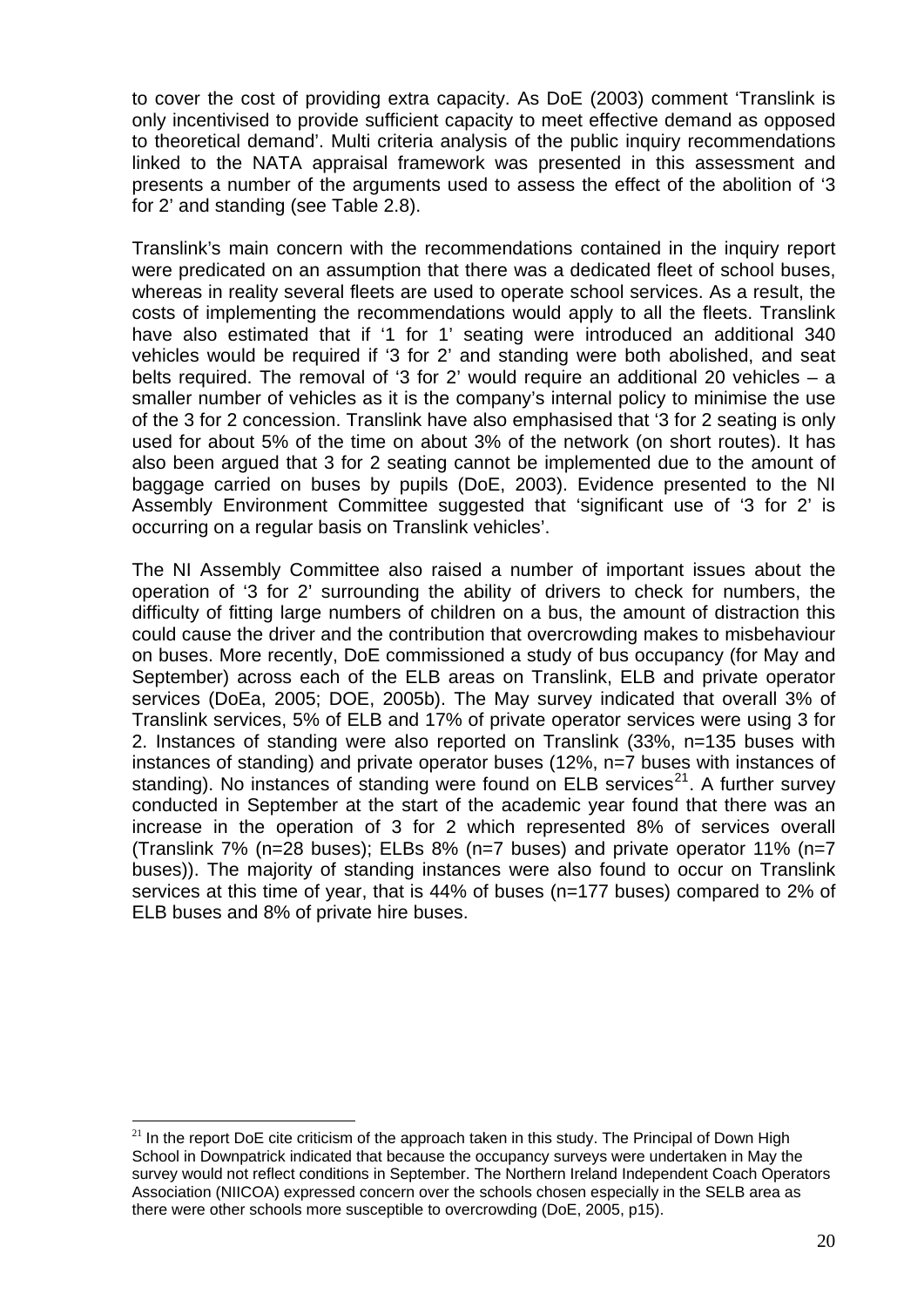to cover the cost of providing extra capacity. As DoE (2003) comment 'Translink is only incentivised to provide sufficient capacity to meet effective demand as opposed to theoretical demand'. Multi criteria analysis of the public inquiry recommendations linked to the NATA appraisal framework was presented in this assessment and presents a number of the arguments used to assess the effect of the abolition of '3 for 2' and standing (see Table 2.8).

Translink's main concern with the recommendations contained in the inquiry report were predicated on an assumption that there was a dedicated fleet of school buses, whereas in reality several fleets are used to operate school services. As a result, the costs of implementing the recommendations would apply to all the fleets. Translink have also estimated that if '1 for 1' seating were introduced an additional 340 vehicles would be required if '3 for 2' and standing were both abolished, and seat belts required. The removal of '3 for 2' would require an additional 20 vehicles – a smaller number of vehicles as it is the company's internal policy to minimise the use of the 3 for 2 concession. Translink have also emphasised that '3 for 2 seating is only used for about 5% of the time on about 3% of the network (on short routes). It has also been argued that 3 for 2 seating cannot be implemented due to the amount of baggage carried on buses by pupils (DoE, 2003). Evidence presented to the NI Assembly Environment Committee suggested that 'significant use of '3 for 2' is occurring on a regular basis on Translink vehicles'.

The NI Assembly Committee also raised a number of important issues about the operation of '3 for 2' surrounding the ability of drivers to check for numbers, the difficulty of fitting large numbers of children on a bus, the amount of distraction this could cause the driver and the contribution that overcrowding makes to misbehaviour on buses. More recently, DoE commissioned a study of bus occupancy (for May and September) across each of the ELB areas on Translink, ELB and private operator services (DoEa, 2005; DOE, 2005b). The May survey indicated that overall 3% of Translink services, 5% of ELB and 17% of private operator services were using 3 for 2. Instances of standing were also reported on Translink (33%, n=135 buses with instances of standing) and private operator buses (12%, n=7 buses with instances of standing). No instances of standing were found on ELB services[21]. A further survey conducted in September at the start of the academic year found that there was an increase in the operation of 3 for 2 which represented 8% of services overall (Translink 7% (n=28 buses); ELBs 8% (n=7 buses) and private operator 11% (n=7 buses)). The majority of standing instances were also found to occur on Translink services at this time of year, that is 44% of buses (n=177 buses) compared to 2% of ELB buses and 8% of private hire buses.

---

[21] In the report DoE cite criticism of the approach taken in this study. The Principal of Down High School in Downpatrick indicated that because the occupancy surveys were undertaken in May the survey would not reflect conditions in September. The Northern Ireland Independent Coach Operators Association (NIICOA) expressed concern over the schools chosen especially in the SELB area as there were other schools more susceptible to overcrowding (DoE, 2005, p15).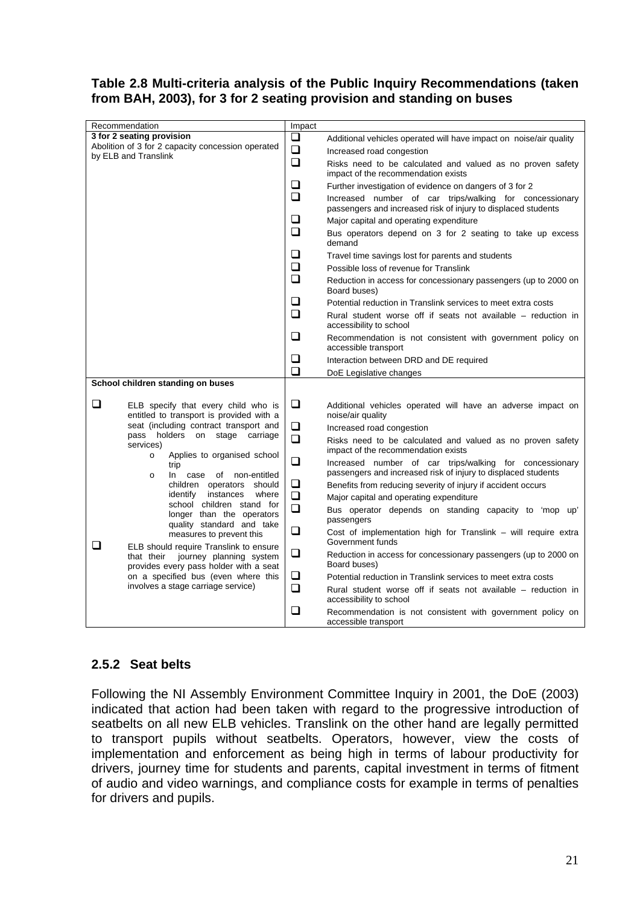**Table 2.8 Multi-criteria analysis of the Public Inquiry Recommendations (taken from BAH, 2003), for 3 for 2 seating provision and standing on buses**

| Recommendation | Impact |
| --- | --- |
| **3 for 2 seating provision**<br>Abolition of 3 for 2 capacity concession operated by ELB and Translink | ❑ Additional vehicles operated will have impact on noise/air quality<br>❑ Increased road congestion<br>❑ Risks need to be calculated and valued as no proven safety impact of the recommendation exists<br>❑ Further investigation of evidence on dangers of 3 for 2<br>❑ Increased number of car trips/walking for concessionary passengers and increased risk of injury to displaced students<br>❑ Major capital and operating expenditure<br>❑ Bus operators depend on 3 for 2 seating to take up excess demand<br>❑ Travel time savings lost for parents and students<br>❑ Possible loss of revenue for Translink<br>❑ Reduction in access for concessionary passengers (up to 2000 on Board buses)<br>❑ Potential reduction in Translink services to meet extra costs<br>❑ Rural student worse off if seats not available – reduction in accessibility to school<br>❑ Recommendation is not consistent with government policy on accessible transport<br>❑ Interaction between DRD and DE required<br>❑ DoE Legislative changes |
| **School children standing on buses**<br>❑ ELB specify that every child who is entitled to transport is provided with a seat (including contract transport and pass holders on stage carriage services)<br>o Applies to organised school trip<br>o In case of non-entitled children operators should identify instances where school children stand for longer than the operators quality standard and take measures to prevent this<br>❑ ELB should require Translink to ensure that their journey planning system provides every pass holder with a seat on a specified bus (even where this involves a stage carriage service) | ❑ Additional vehicles operated will have an adverse impact on noise/air quality<br>❑ Increased road congestion<br>❑ Risks need to be calculated and valued as no proven safety impact of the recommendation exists<br>❑ Increased number of car trips/walking for concessionary passengers and increased risk of injury to displaced students<br>❑ Benefits from reducing severity of injury if accident occurs<br>❑ Major capital and operating expenditure<br>❑ Bus operator depends on standing capacity to 'mop up' passengers<br>❑ Cost of implementation high for Translink – will require extra Government funds<br>❑ Reduction in access for concessionary passengers (up to 2000 on Board buses)<br>❑ Potential reduction in Translink services to meet extra costs<br>❑ Rural student worse off if seats not available – reduction in accessibility to school<br>❑ Recommendation is not consistent with government policy on accessible transport |

### 2.5.2 Seat belts

Following the NI Assembly Environment Committee Inquiry in 2001, the DoE (2003) indicated that action had been taken with regard to the progressive introduction of seatbelts on all new ELB vehicles. Translink on the other hand are legally permitted to transport pupils without seatbelts. Operators, however, view the costs of implementation and enforcement as being high in terms of labour productivity for drivers, journey time for students and parents, capital investment in terms of fitment of audio and video warnings, and compliance costs for example in terms of penalties for drivers and pupils.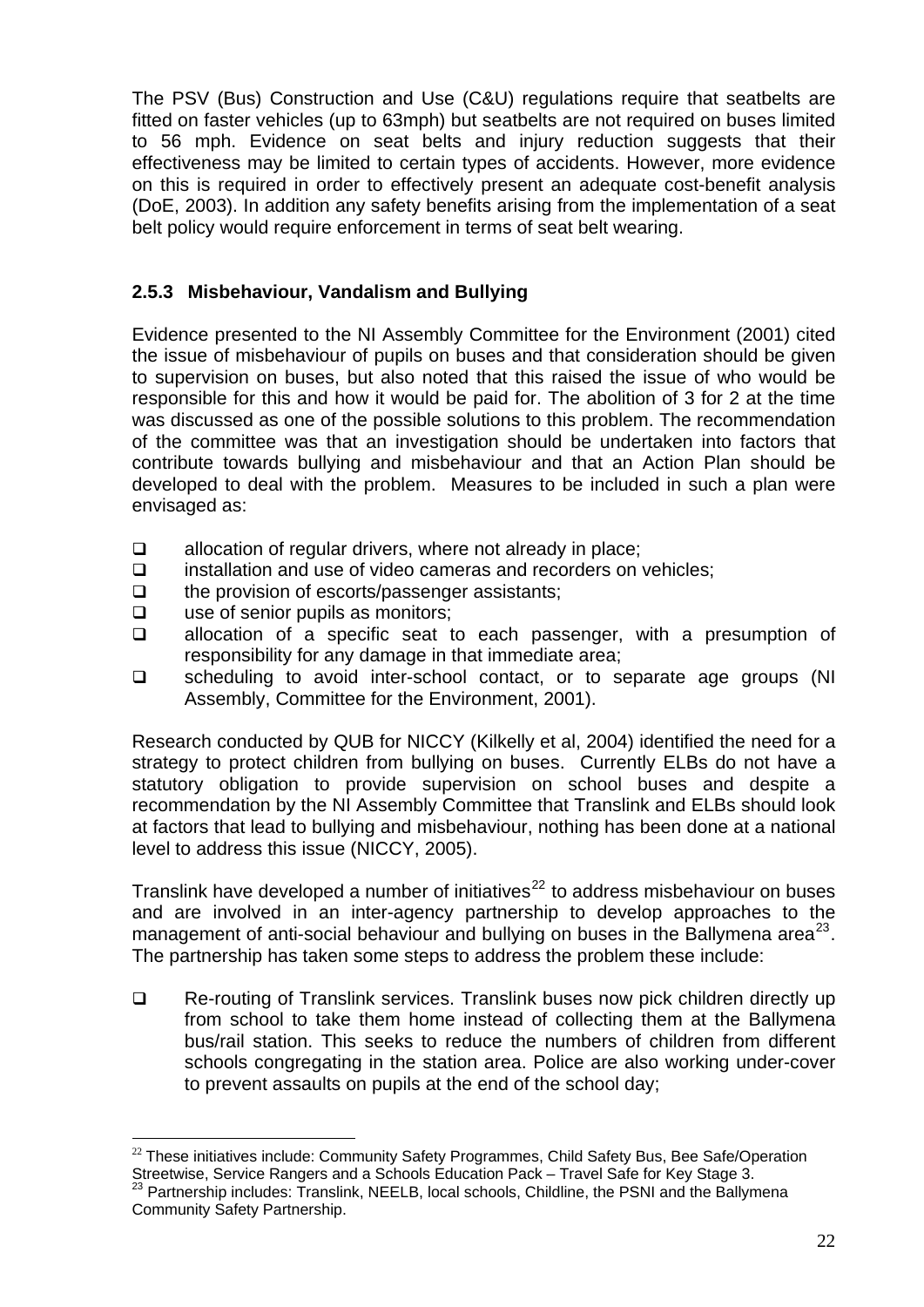The PSV (Bus) Construction and Use (C&U) regulations require that seatbelts are fitted on faster vehicles (up to 63mph) but seatbelts are not required on buses limited to 56 mph. Evidence on seat belts and injury reduction suggests that their effectiveness may be limited to certain types of accidents. However, more evidence on this is required in order to effectively present an adequate cost-benefit analysis (DoE, 2003). In addition any safety benefits arising from the implementation of a seat belt policy would require enforcement in terms of seat belt wearing.

### 2.5.3 Misbehaviour, Vandalism and Bullying

Evidence presented to the NI Assembly Committee for the Environment (2001) cited the issue of misbehaviour of pupils on buses and that consideration should be given to supervision on buses, but also noted that this raised the issue of who would be responsible for this and how it would be paid for. The abolition of 3 for 2 at the time was discussed as one of the possible solutions to this problem. The recommendation of the committee was that an investigation should be undertaken into factors that contribute towards bullying and misbehaviour and that an Action Plan should be developed to deal with the problem. Measures to be included in such a plan were envisaged as:

- allocation of regular drivers, where not already in place;
- installation and use of video cameras and recorders on vehicles;
- the provision of escorts/passenger assistants;
- use of senior pupils as monitors;
- allocation of a specific seat to each passenger, with a presumption of responsibility for any damage in that immediate area;
- scheduling to avoid inter-school contact, or to separate age groups (NI Assembly, Committee for the Environment, 2001).

Research conducted by QUB for NICCY (Kilkelly et al, 2004) identified the need for a strategy to protect children from bullying on buses. Currently ELBs do not have a statutory obligation to provide supervision on school buses and despite a recommendation by the NI Assembly Committee that Translink and ELBs should look at factors that lead to bullying and misbehaviour, nothing has been done at a national level to address this issue (NICCY, 2005).

Translink have developed a number of initiatives[22] to address misbehaviour on buses and are involved in an inter-agency partnership to develop approaches to the management of anti-social behaviour and bullying on buses in the Ballymena area[23]. The partnership has taken some steps to address the problem these include:

- Re-routing of Translink services. Translink buses now pick children directly up from school to take them home instead of collecting them at the Ballymena bus/rail station. This seeks to reduce the numbers of children from different schools congregating in the station area. Police are also working under-cover to prevent assaults on pupils at the end of the school day;

---

[22] These initiatives include: Community Safety Programmes, Child Safety Bus, Bee Safe/Operation Streetwise, Service Rangers and a Schools Education Pack – Travel Safe for Key Stage 3.

[23] Partnership includes: Translink, NEELB, local schools, Childline, the PSNI and the Ballymena Community Safety Partnership.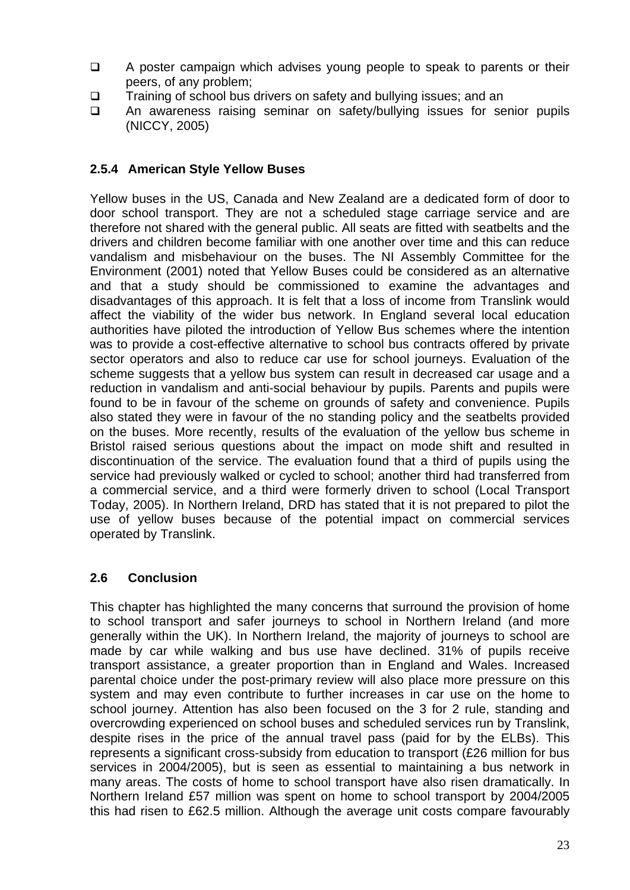- A poster campaign which advises young people to speak to parents or their peers, of any problem;
- Training of school bus drivers on safety and bullying issues; and an
- An awareness raising seminar on safety/bullying issues for senior pupils (NICCY, 2005)

### 2.5.4 American Style Yellow Buses

Yellow buses in the US, Canada and New Zealand are a dedicated form of door to door school transport. They are not a scheduled stage carriage service and are therefore not shared with the general public. All seats are fitted with seatbelts and the drivers and children become familiar with one another over time and this can reduce vandalism and misbehaviour on the buses. The NI Assembly Committee for the Environment (2001) noted that Yellow Buses could be considered as an alternative and that a study should be commissioned to examine the advantages and disadvantages of this approach. It is felt that a loss of income from Translink would affect the viability of the wider bus network. In England several local education authorities have piloted the introduction of Yellow Bus schemes where the intention was to provide a cost-effective alternative to school bus contracts offered by private sector operators and also to reduce car use for school journeys. Evaluation of the scheme suggests that a yellow bus system can result in decreased car usage and a reduction in vandalism and anti-social behaviour by pupils. Parents and pupils were found to be in favour of the scheme on grounds of safety and convenience. Pupils also stated they were in favour of the no standing policy and the seatbelts provided on the buses. More recently, results of the evaluation of the yellow bus scheme in Bristol raised serious questions about the impact on mode shift and resulted in discontinuation of the service. The evaluation found that a third of pupils using the service had previously walked or cycled to school; another third had transferred from a commercial service, and a third were formerly driven to school (Local Transport Today, 2005). In Northern Ireland, DRD has stated that it is not prepared to pilot the use of yellow buses because of the potential impact on commercial services operated by Translink.

## 2.6 Conclusion

This chapter has highlighted the many concerns that surround the provision of home to school transport and safer journeys to school in Northern Ireland (and more generally within the UK). In Northern Ireland, the majority of journeys to school are made by car while walking and bus use have declined. 31% of pupils receive transport assistance, a greater proportion than in England and Wales. Increased parental choice under the post-primary review will also place more pressure on this system and may even contribute to further increases in car use on the home to school journey. Attention has also been focused on the 3 for 2 rule, standing and overcrowding experienced on school buses and scheduled services run by Translink, despite rises in the price of the annual travel pass (paid for by the ELBs). This represents a significant cross-subsidy from education to transport (£26 million for bus services in 2004/2005), but is seen as essential to maintaining a bus network in many areas. The costs of home to school transport have also risen dramatically. In Northern Ireland £57 million was spent on home to school transport by 2004/2005 this had risen to £62.5 million. Although the average unit costs compare favourably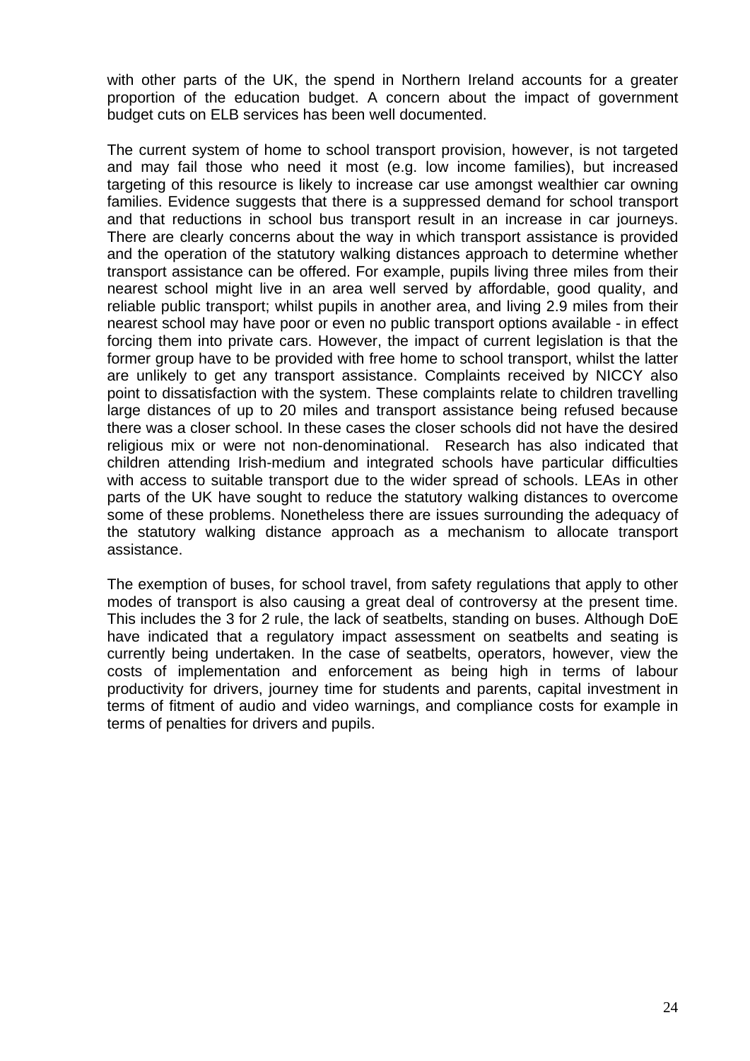with other parts of the UK, the spend in Northern Ireland accounts for a greater proportion of the education budget. A concern about the impact of government budget cuts on ELB services has been well documented.

The current system of home to school transport provision, however, is not targeted and may fail those who need it most (e.g. low income families), but increased targeting of this resource is likely to increase car use amongst wealthier car owning families. Evidence suggests that there is a suppressed demand for school transport and that reductions in school bus transport result in an increase in car journeys. There are clearly concerns about the way in which transport assistance is provided and the operation of the statutory walking distances approach to determine whether transport assistance can be offered. For example, pupils living three miles from their nearest school might live in an area well served by affordable, good quality, and reliable public transport; whilst pupils in another area, and living 2.9 miles from their nearest school may have poor or even no public transport options available - in effect forcing them into private cars. However, the impact of current legislation is that the former group have to be provided with free home to school transport, whilst the latter are unlikely to get any transport assistance. Complaints received by NICCY also point to dissatisfaction with the system. These complaints relate to children travelling large distances of up to 20 miles and transport assistance being refused because there was a closer school. In these cases the closer schools did not have the desired religious mix or were not non-denominational. Research has also indicated that children attending Irish-medium and integrated schools have particular difficulties with access to suitable transport due to the wider spread of schools. LEAs in other parts of the UK have sought to reduce the statutory walking distances to overcome some of these problems. Nonetheless there are issues surrounding the adequacy of the statutory walking distance approach as a mechanism to allocate transport assistance.

The exemption of buses, for school travel, from safety regulations that apply to other modes of transport is also causing a great deal of controversy at the present time. This includes the 3 for 2 rule, the lack of seatbelts, standing on buses. Although DoE have indicated that a regulatory impact assessment on seatbelts and seating is currently being undertaken. In the case of seatbelts, operators, however, view the costs of implementation and enforcement as being high in terms of labour productivity for drivers, journey time for students and parents, capital investment in terms of fitment of audio and video warnings, and compliance costs for example in terms of penalties for drivers and pupils.